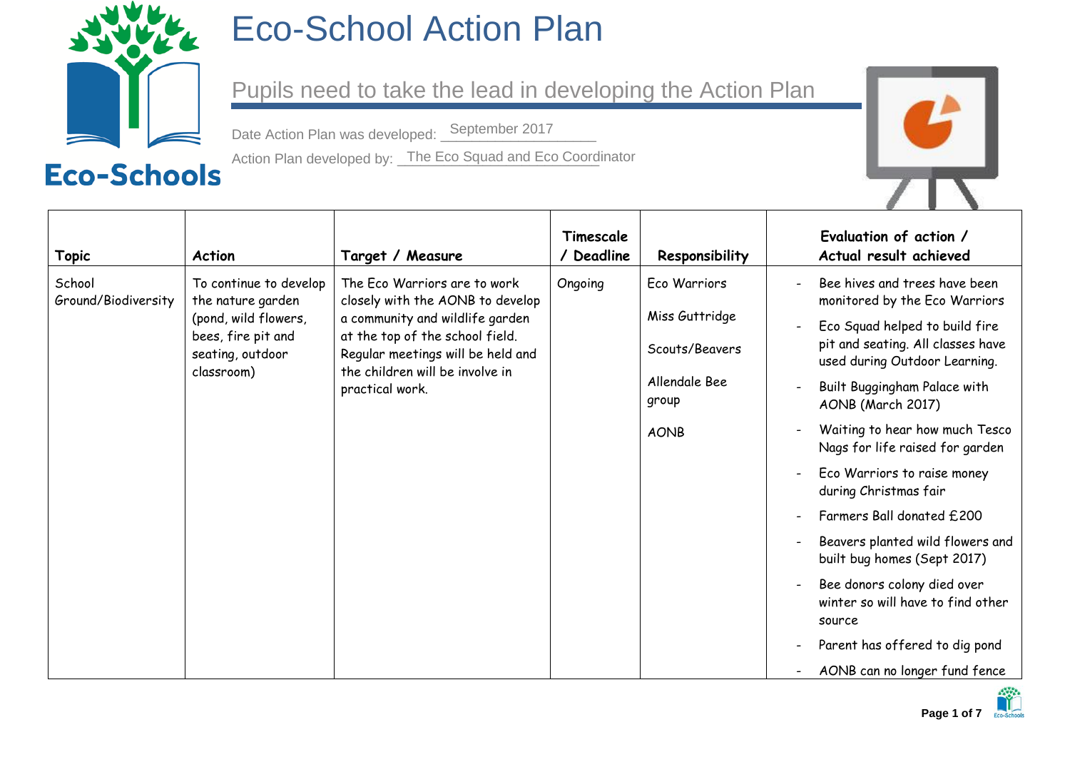# Eco-School Action Plan

## Pupils need to take the lead in developing the Action Plan

Date Action Plan was developed: September 2017

Action Plan developed by: The Eco Squad and Eco Coordinator

| Topic | Action | Target / Measure | Timescale / Deadline | Responsibility | Evaluation of action / Actual result achieved |
|---|---|---|---|---|---|
| School Ground/Biodiversity | To continue to develop the nature garden (pond, wild flowers, bees, fire pit and seating, outdoor classroom) | The Eco Warriors are to work closely with the AONB to develop a community and wildlife garden at the top of the school field. Regular meetings will be held and the children will be involve in practical work. | Ongoing | Eco Warriors<br><br>Miss Guttridge<br><br>Scouts/Beavers<br><br>Allendale Bee group<br><br>AONB | - Bee hives and trees have been monitored by the Eco Warriors<br>- Eco Squad helped to build fire pit and seating. All classes have used during Outdoor Learning.<br>- Built Buggingham Palace with AONB (March 2017)<br>- Waiting to hear how much Tesco Nags for life raised for garden<br>- Eco Warriors to raise money during Christmas fair<br>- Farmers Ball donated £200<br>- Beavers planted wild flowers and built bug homes (Sept 2017)<br>- Bee donors colony died over winter so will have to find other source<br>- Parent has offered to dig pond<br>- AONB can no longer fund fence |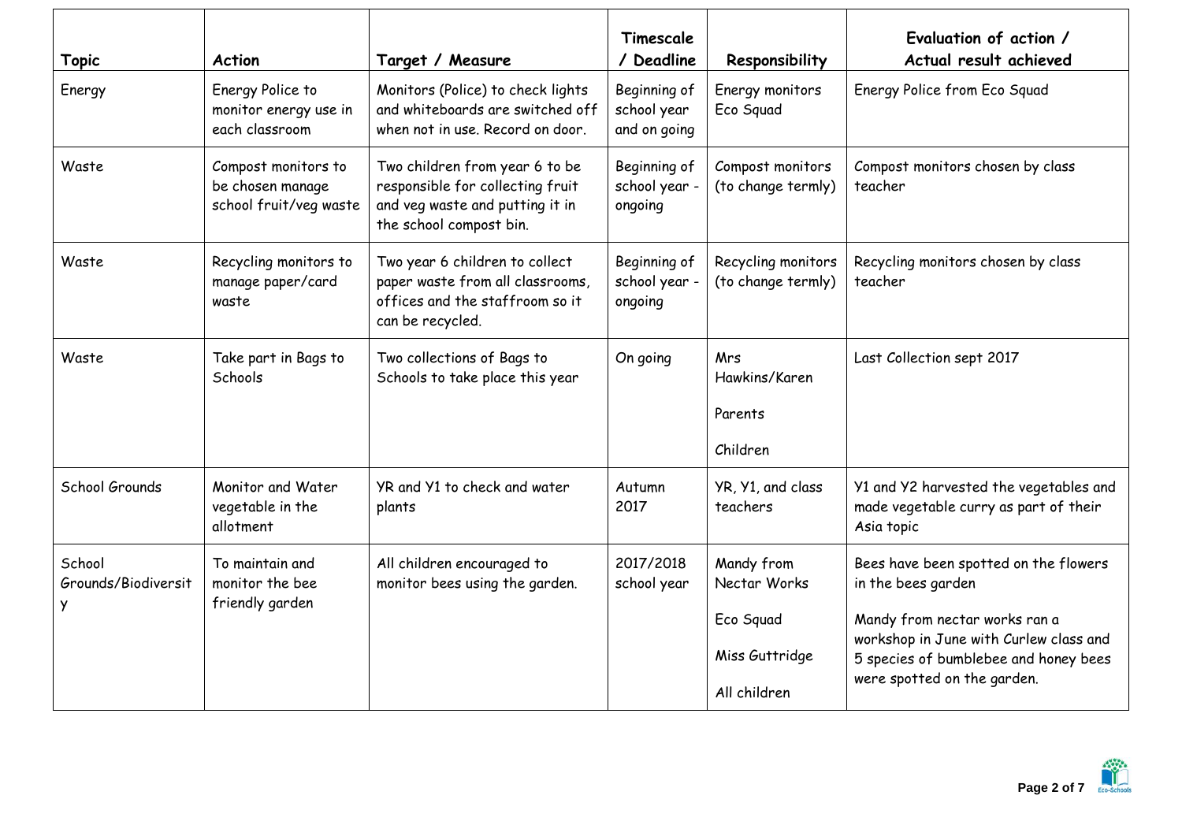| Topic | Action | Target / Measure | Timescale / Deadline | Responsibility | Evaluation of action / Actual result achieved |
|---|---|---|---|---|---|
| Energy | Energy Police to monitor energy use in each classroom | Monitors (Police) to check lights and whiteboards are switched off when not in use. Record on door. | Beginning of school year and on going | Energy monitors Eco Squad | Energy Police from Eco Squad |
| Waste | Compost monitors to be chosen manage school fruit/veg waste | Two children from year 6 to be responsible for collecting fruit and veg waste and putting it in the school compost bin. | Beginning of school year - ongoing | Compost monitors (to change termly) | Compost monitors chosen by class teacher |
| Waste | Recycling monitors to manage paper/card waste | Two year 6 children to collect paper waste from all classrooms, offices and the staffroom so it can be recycled. | Beginning of school year - ongoing | Recycling monitors (to change termly) | Recycling monitors chosen by class teacher |
| Waste | Take part in Bags to Schools | Two collections of Bags to Schools to take place this year | On going | Mrs Hawkins/Karen<br><br>Parents<br><br>Children | Last Collection sept 2017 |
| School Grounds | Monitor and Water vegetable in the allotment | YR and Y1 to check and water plants | Autumn 2017 | YR, Y1, and class teachers | Y1 and Y2 harvested the vegetables and made vegetable curry as part of their Asia topic |
| School Grounds/Biodiversity | To maintain and monitor the bee friendly garden | All children encouraged to monitor bees using the garden. | 2017/2018 school year | Mandy from Nectar Works<br><br>Eco Squad<br><br>Miss Guttridge<br><br>All children | Bees have been spotted on the flowers in the bees garden<br><br>Mandy from nectar works ran a workshop in June with Curlew class and 5 species of bumblebee and honey bees were spotted on the garden. |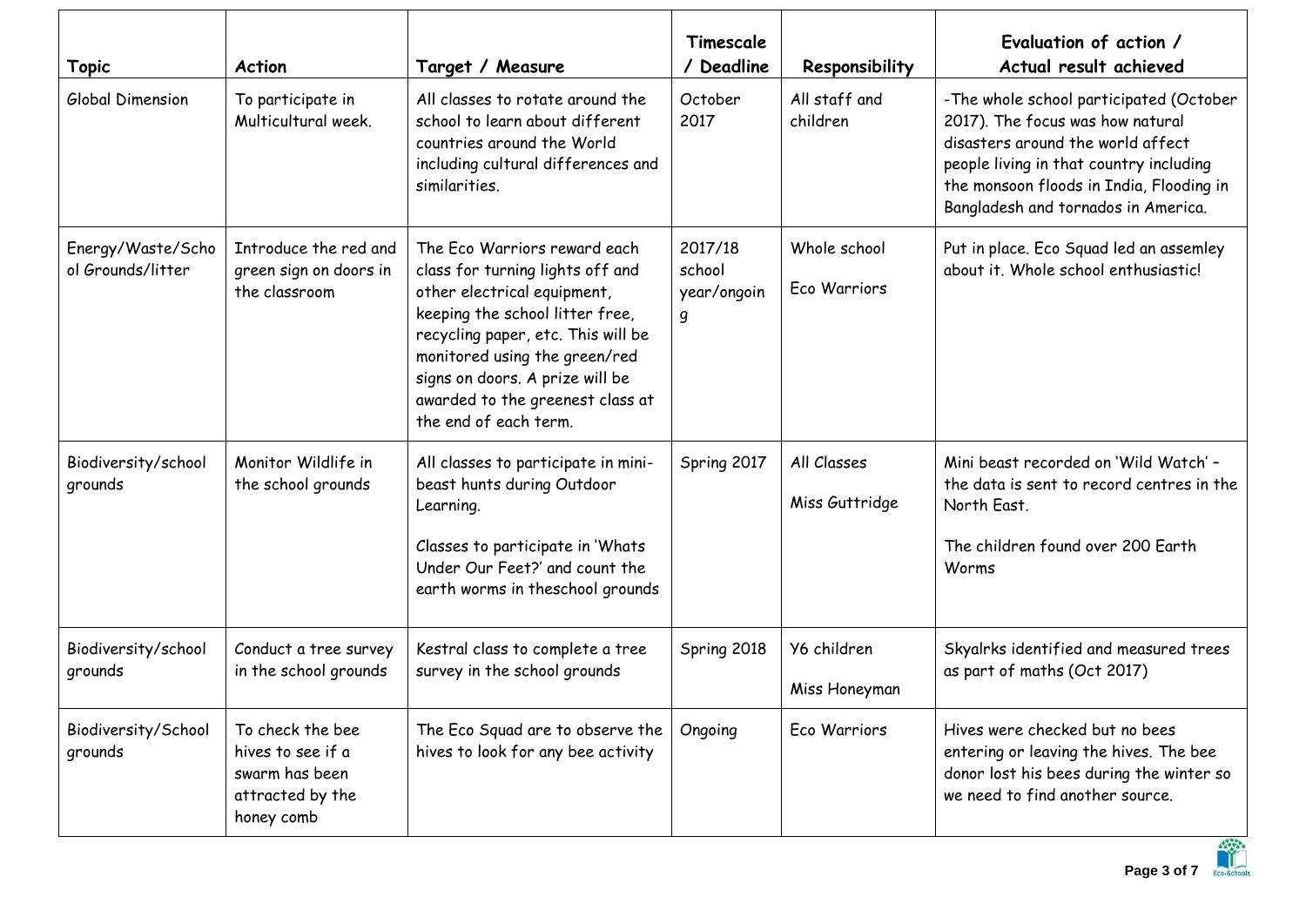| Topic | Action | Target / Measure | Timescale / Deadline | Responsibility | Evaluation of action / Actual result achieved |
|---|---|---|---|---|---|
| Global Dimension | To participate in Multicultural week. | All classes to rotate around the school to learn about different countries around the World including cultural differences and similarities. | October 2017 | All staff and children | -The whole school participated (October 2017). The focus was how natural disasters around the world affect people living in that country including the monsoon floods in India, Flooding in Bangladesh and tornados in America. |
| Energy/Waste/School Grounds/litter | Introduce the red and green sign on doors in the classroom | The Eco Warriors reward each class for turning lights off and other electrical equipment, keeping the school litter free, recycling paper, etc. This will be monitored using the green/red signs on doors. A prize will be awarded to the greenest class at the end of each term. | 2017/18 school year/ongoing | Whole school<br><br>Eco Warriors | Put in place. Eco Squad led an assemley about it. Whole school enthusiastic! |
| Biodiversity/school grounds | Monitor Wildlife in the school grounds | All classes to participate in mini-beast hunts during Outdoor Learning.<br><br>Classes to participate in 'Whats Under Our Feet?' and count the earth worms in theschool grounds | Spring 2017 | All Classes<br><br>Miss Guttridge | Mini beast recorded on 'Wild Watch' – the data is sent to record centres in the North East.<br><br>The children found over 200 Earth Worms |
| Biodiversity/school grounds | Conduct a tree survey in the school grounds | Kestral class to complete a tree survey in the school grounds | Spring 2018 | Y6 children<br><br>Miss Honeyman | Skyalrks identified and measured trees as part of maths (Oct 2017) |
| Biodiversity/School grounds | To check the bee hives to see if a swarm has been attracted by the honey comb | The Eco Squad are to observe the hives to look for any bee activity | Ongoing | Eco Warriors | Hives were checked but no bees entering or leaving the hives. The bee donor lost his bees during the winter so we need to find another source. |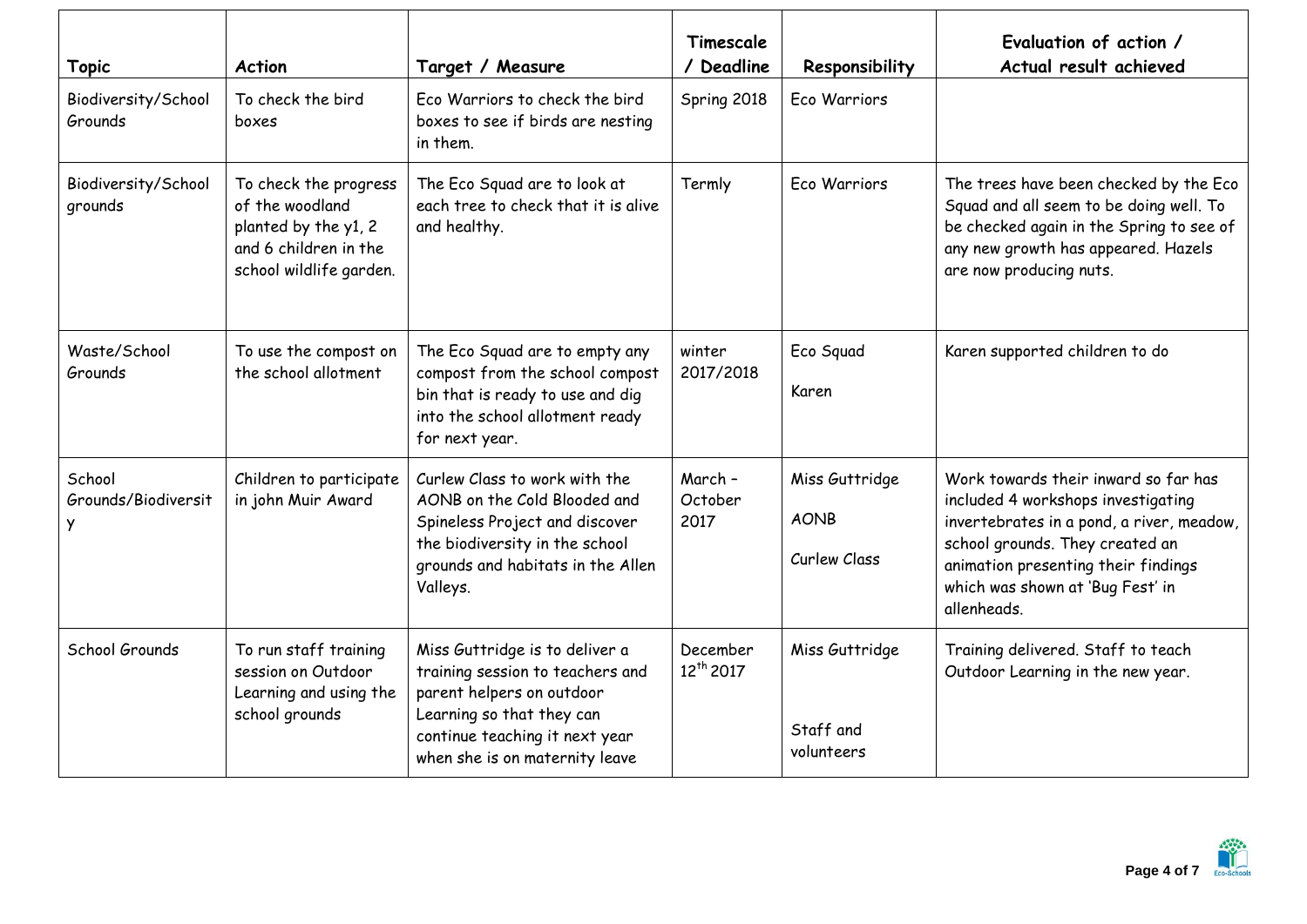| Topic | Action | Target / Measure | Timescale / Deadline | Responsibility | Evaluation of action / Actual result achieved |
|---|---|---|---|---|---|
| Biodiversity/School Grounds | To check the bird boxes | Eco Warriors to check the bird boxes to see if birds are nesting in them. | Spring 2018 | Eco Warriors | |
| Biodiversity/School grounds | To check the progress of the woodland planted by the y1, 2 and 6 children in the school wildlife garden. | The Eco Squad are to look at each tree to check that it is alive and healthy. | Termly | Eco Warriors | The trees have been checked by the Eco Squad and all seem to be doing well. To be checked again in the Spring to see of any new growth has appeared. Hazels are now producing nuts. |
| Waste/School Grounds | To use the compost on the school allotment | The Eco Squad are to empty any compost from the school compost bin that is ready to use and dig into the school allotment ready for next year. | winter 2017/2018 | Eco Squad<br><br>Karen | Karen supported children to do |
| School Grounds/Biodiversity | Children to participate in john Muir Award | Curlew Class to work with the AONB on the Cold Blooded and Spineless Project and discover the biodiversity in the school grounds and habitats in the Allen Valleys. | March – October 2017 | Miss Guttridge<br><br>AONB<br><br>Curlew Class | Work towards their inward so far has included 4 workshops investigating invertebrates in a pond, a river, meadow, school grounds. They created an animation presenting their findings which was shown at 'Bug Fest' in allenheads. |
| School Grounds | To run staff training session on Outdoor Learning and using the school grounds | Miss Guttridge is to deliver a training session to teachers and parent helpers on outdoor Learning so that they can continue teaching it next year when she is on maternity leave | December 12th 2017 | Miss Guttridge<br><br>Staff and volunteers | Training delivered. Staff to teach Outdoor Learning in the new year. |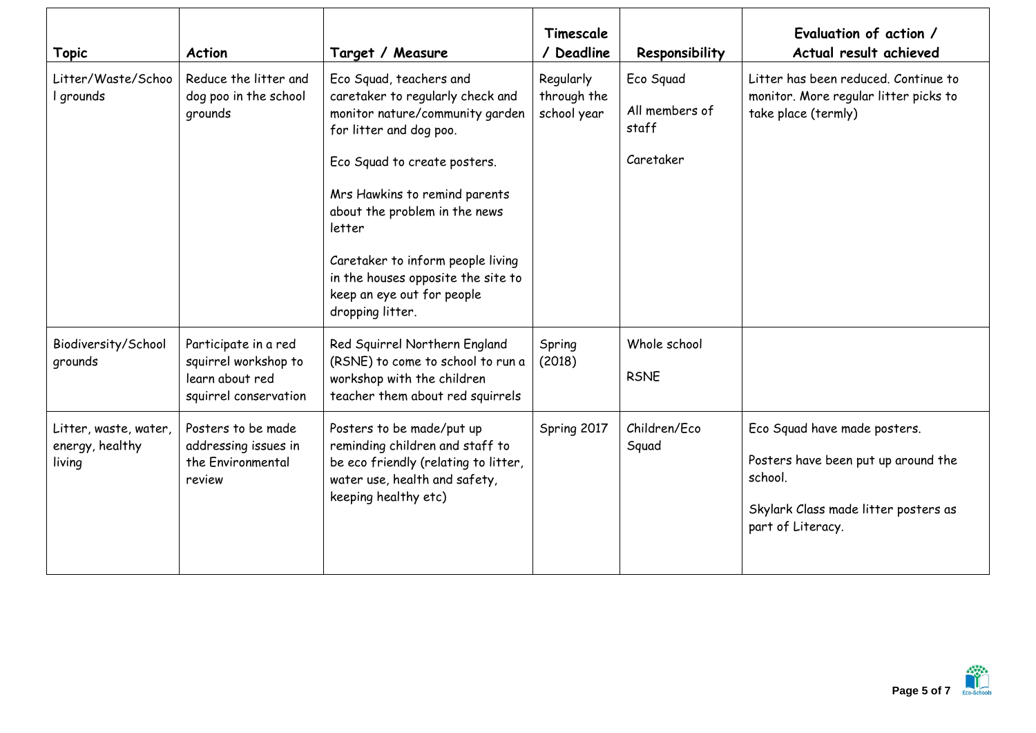| Topic | Action | Target / Measure | Timescale / Deadline | Responsibility | Evaluation of action / Actual result achieved |
|---|---|---|---|---|---|
| Litter/Waste/School grounds | Reduce the litter and dog poo in the school grounds | Eco Squad, teachers and caretaker to regularly check and monitor nature/community garden for litter and dog poo.<br><br>Eco Squad to create posters.<br><br>Mrs Hawkins to remind parents about the problem in the news letter<br><br>Caretaker to inform people living in the houses opposite the site to keep an eye out for people dropping litter. | Regularly through the school year | Eco Squad<br><br>All members of staff<br><br>Caretaker | Litter has been reduced. Continue to monitor. More regular litter picks to take place (termly) |
| Biodiversity/School grounds | Participate in a red squirrel workshop to learn about red squirrel conservation | Red Squirrel Northern England (RSNE) to come to school to run a workshop with the children teacher them about red squirrels | Spring (2018) | Whole school<br><br>RSNE | |
| Litter, waste, water, energy, healthy living | Posters to be made addressing issues in the Environmental review | Posters to be made/put up reminding children and staff to be eco friendly (relating to litter, water use, health and safety, keeping healthy etc) | Spring 2017 | Children/Eco Squad | Eco Squad have made posters.<br><br>Posters have been put up around the school.<br><br>Skylark Class made litter posters as part of Literacy. |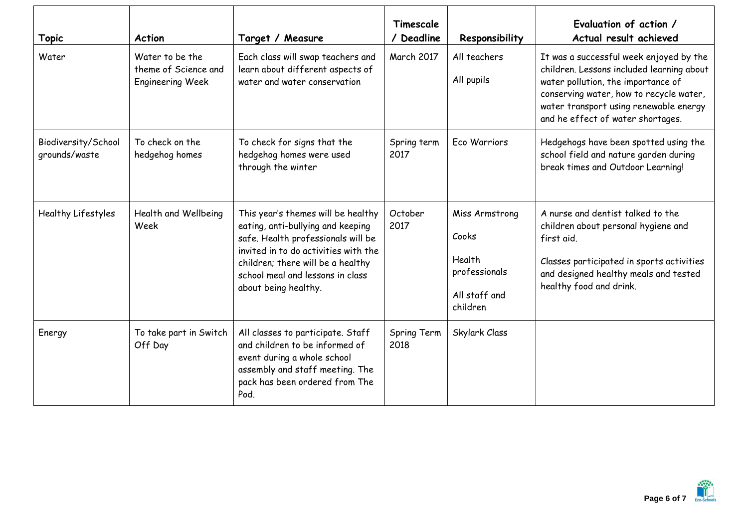| Topic | Action | Target / Measure | Timescale / Deadline | Responsibility | Evaluation of action / Actual result achieved |
|---|---|---|---|---|---|
| Water | Water to be the theme of Science and Engineering Week | Each class will swap teachers and learn about different aspects of water and water conservation | March 2017 | All teachers<br><br>All pupils | It was a successful week enjoyed by the children. Lessons included learning about water pollution, the importance of conserving water, how to recycle water, water transport using renewable energy and he effect of water shortages. |
| Biodiversity/School grounds/waste | To check on the hedgehog homes | To check for signs that the hedgehog homes were used through the winter | Spring term 2017 | Eco Warriors | Hedgehogs have been spotted using the school field and nature garden during break times and Outdoor Learning! |
| Healthy Lifestyles | Health and Wellbeing Week | This year's themes will be healthy eating, anti-bullying and keeping safe. Health professionals will be invited in to do activities with the children; there will be a healthy school meal and lessons in class about being healthy. | October 2017 | Miss Armstrong<br><br>Cooks<br><br>Health professionals<br><br>All staff and children | A nurse and dentist talked to the children about personal hygiene and first aid.<br><br>Classes participated in sports activities and designed healthy meals and tested healthy food and drink. |
| Energy | To take part in Switch Off Day | All classes to participate. Staff and children to be informed of event during a whole school assembly and staff meeting. The pack has been ordered from The Pod. | Spring Term 2018 | Skylark Class | |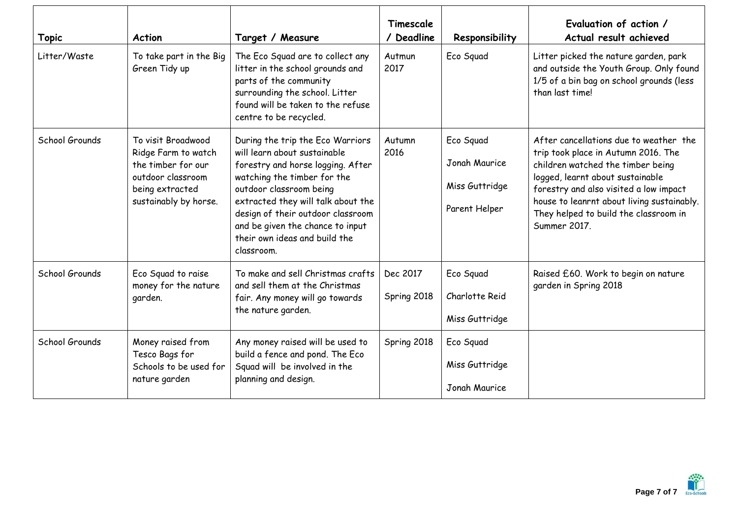| Topic | Action | Target / Measure | Timescale / Deadline | Responsibility | Evaluation of action / Actual result achieved |
|---|---|---|---|---|---|
| Litter/Waste | To take part in the Big Green Tidy up | The Eco Squad are to collect any litter in the school grounds and parts of the community surrounding the school. Litter found will be taken to the refuse centre to be recycled. | Autmun 2017 | Eco Squad | Litter picked the nature garden, park and outside the Youth Group. Only found 1/5 of a bin bag on school grounds (less than last time! |
| School Grounds | To visit Broadwood Ridge Farm to watch the timber for our outdoor classroom being extracted sustainably by horse. | During the trip the Eco Warriors will learn about sustainable forestry and horse logging. After watching the timber for the outdoor classroom being extracted they will talk about the design of their outdoor classroom and be given the chance to input their own ideas and build the classroom. | Autumn 2016 | Eco Squad<br><br>Jonah Maurice<br><br>Miss Guttridge<br><br>Parent Helper | After cancellations due to weather the trip took place in Autumn 2016. The children watched the timber being logged, learnt about sustainable forestry and also visited a low impact house to leanrnt about living sustainably. They helped to build the classroom in Summer 2017. |
| School Grounds | Eco Squad to raise money for the nature garden. | To make and sell Christmas crafts and sell them at the Christmas fair. Any money will go towards the nature garden. | Dec 2017<br><br>Spring 2018 | Eco Squad<br><br>Charlotte Reid<br><br>Miss Guttridge | Raised £60. Work to begin on nature garden in Spring 2018 |
| School Grounds | Money raised from Tesco Bags for Schools to be used for nature garden | Any money raised will be used to build a fence and pond. The Eco Squad will be involved in the planning and design. | Spring 2018 | Eco Squad<br><br>Miss Guttridge<br><br>Jonah Maurice | |